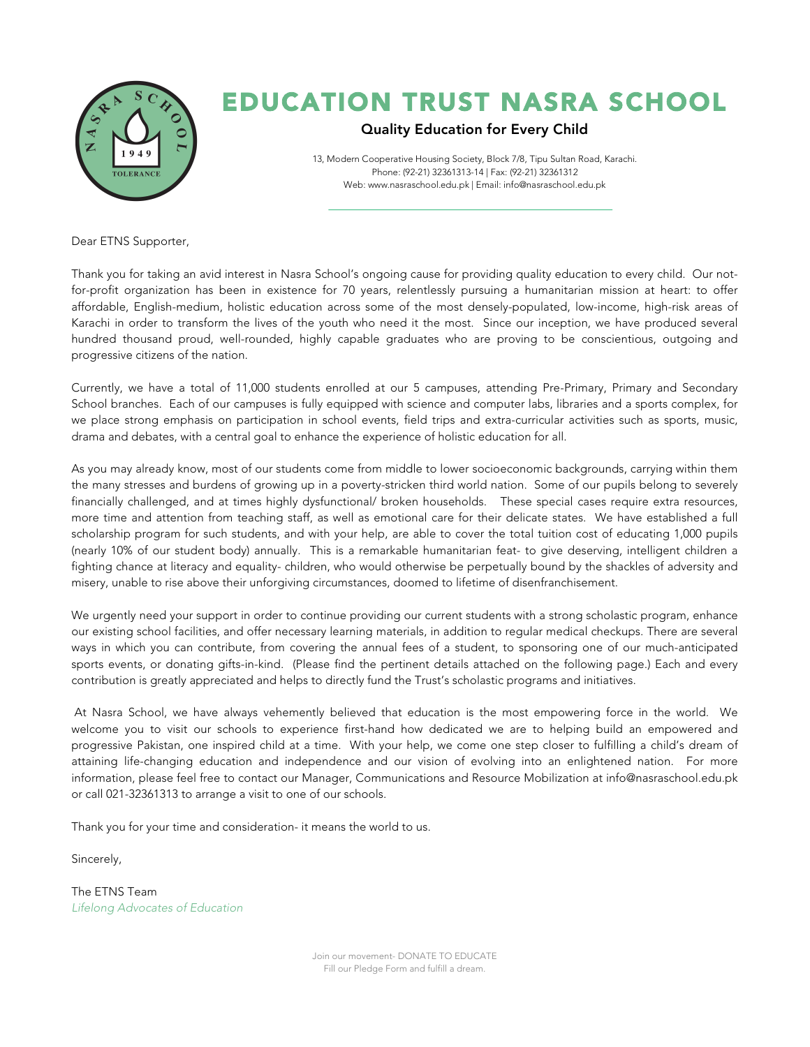# EDUCATION TRUST NASRA SCHOOL

**Quality Education for Every Child**

13, Modern Cooperative Housing Society, Block 7/8, Tipu Sultan Road, Karachi.
Phone: (92-21) 32361313-14 | Fax: (92-21) 32361312
Web: www.nasraschool.edu.pk | Email: info@nasraschool.edu.pk

Dear ETNS Supporter,

Thank you for taking an avid interest in Nasra School's ongoing cause for providing quality education to every child. Our not-for-profit organization has been in existence for 70 years, relentlessly pursuing a humanitarian mission at heart: to offer affordable, English-medium, holistic education across some of the most densely-populated, low-income, high-risk areas of Karachi in order to transform the lives of the youth who need it the most. Since our inception, we have produced several hundred thousand proud, well-rounded, highly capable graduates who are proving to be conscientious, outgoing and progressive citizens of the nation.

Currently, we have a total of 11,000 students enrolled at our 5 campuses, attending Pre-Primary, Primary and Secondary School branches. Each of our campuses is fully equipped with science and computer labs, libraries and a sports complex, for we place strong emphasis on participation in school events, field trips and extra-curricular activities such as sports, music, drama and debates, with a central goal to enhance the experience of holistic education for all.

As you may already know, most of our students come from middle to lower socioeconomic backgrounds, carrying within them the many stresses and burdens of growing up in a poverty-stricken third world nation. Some of our pupils belong to severely financially challenged, and at times highly dysfunctional/ broken households. These special cases require extra resources, more time and attention from teaching staff, as well as emotional care for their delicate states. We have established a full scholarship program for such students, and with your help, are able to cover the total tuition cost of educating 1,000 pupils (nearly 10% of our student body) annually. This is a remarkable humanitarian feat- to give deserving, intelligent children a fighting chance at literacy and equality- children, who would otherwise be perpetually bound by the shackles of adversity and misery, unable to rise above their unforgiving circumstances, doomed to lifetime of disenfranchisement.

We urgently need your support in order to continue providing our current students with a strong scholastic program, enhance our existing school facilities, and offer necessary learning materials, in addition to regular medical checkups. There are several ways in which you can contribute, from covering the annual fees of a student, to sponsoring one of our much-anticipated sports events, or donating gifts-in-kind. (Please find the pertinent details attached on the following page.) Each and every contribution is greatly appreciated and helps to directly fund the Trust's scholastic programs and initiatives.

At Nasra School, we have always vehemently believed that education is the most empowering force in the world. We welcome you to visit our schools to experience first-hand how dedicated we are to helping build an empowered and progressive Pakistan, one inspired child at a time. With your help, we come one step closer to fulfilling a child's dream of attaining life-changing education and independence and our vision of evolving into an enlightened nation. For more information, please feel free to contact our Manager, Communications and Resource Mobilization at info@nasraschool.edu.pk or call 021-32361313 to arrange a visit to one of our schools.

Thank you for your time and consideration- it means the world to us.

Sincerely,

The ETNS Team
*Lifelong Advocates of Education*

Join our movement- DONATE TO EDUCATE
Fill our Pledge Form and fulfill a dream.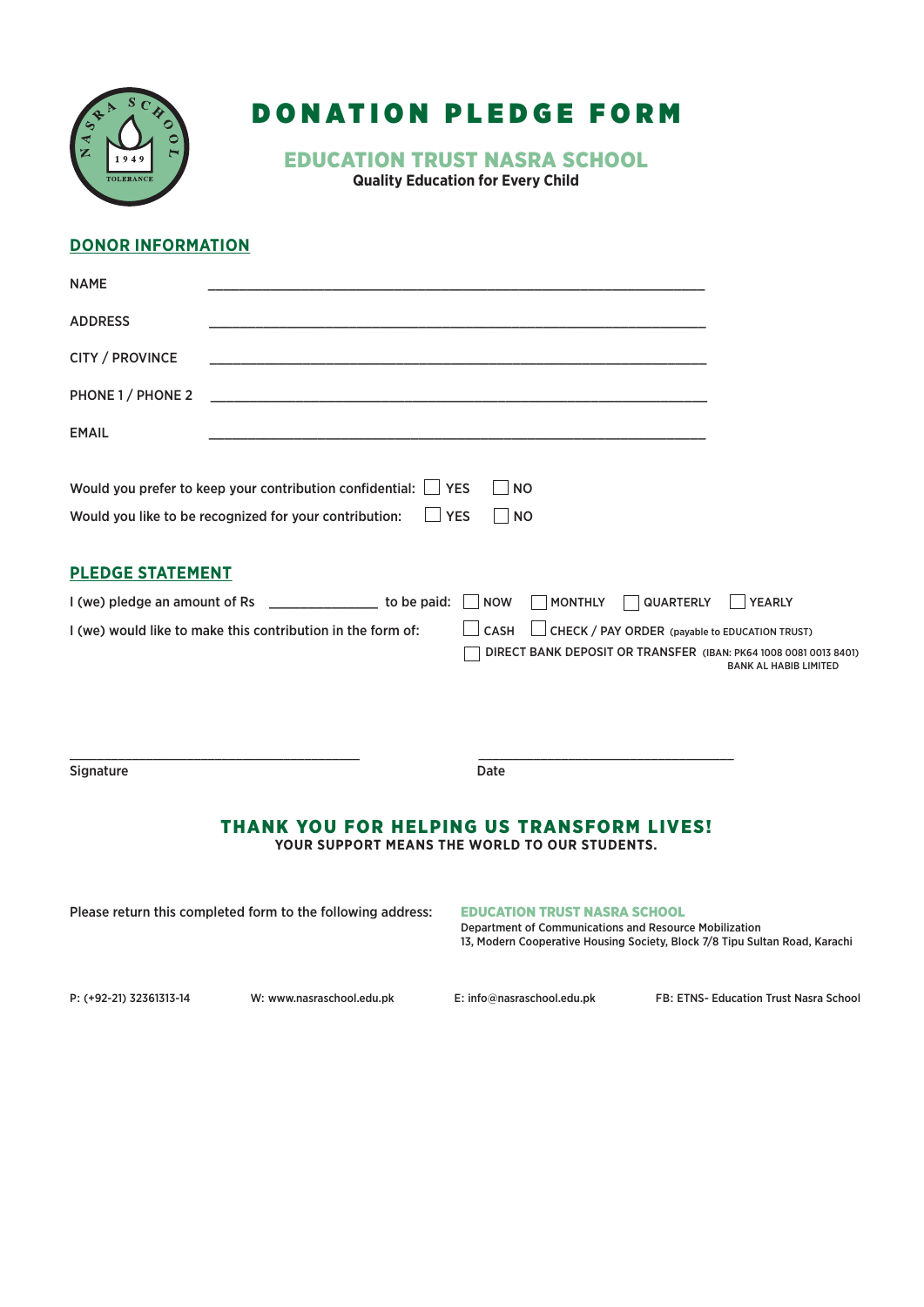# DONATION PLEDGE FORM

## EDUCATION TRUST NASRA SCHOOL

**Quality Education for Every Child**

## DONOR INFORMATION

NAME ______________________________________________________________

ADDRESS ______________________________________________________________

CITY / PROVINCE ______________________________________________________________

PHONE 1 / PHONE 2 ______________________________________________________________

EMAIL ______________________________________________________________

Would you prefer to keep your contribution confidential: ☐ YES ☐ NO

Would you like to be recognized for your contribution: ☐ YES ☐ NO

## PLEDGE STATEMENT

I (we) pledge an amount of Rs ______________ to be paid: ☐ NOW ☐ MONTHLY ☐ QUARTERLY ☐ YEARLY

I (we) would like to make this contribution in the form of: ☐ CASH ☐ CHECK / PAY ORDER (payable to EDUCATION TRUST)

☐ DIRECT BANK DEPOSIT OR TRANSFER (IBAN: PK64 1008 0081 0013 8401) BANK AL HABIB LIMITED

______________________________________ ______________________________________

Signature Date

## THANK YOU FOR HELPING US TRANSFORM LIVES!

**YOUR SUPPORT MEANS THE WORLD TO OUR STUDENTS.**

Please return this completed form to the following address:

**EDUCATION TRUST NASRA SCHOOL**
Department of Communications and Resource Mobilization
13, Modern Cooperative Housing Society, Block 7/8 Tipu Sultan Road, Karachi

P: (+92-21) 32361313-14 W: www.nasraschool.edu.pk E: info@nasraschool.edu.pk FB: ETNS- Education Trust Nasra School